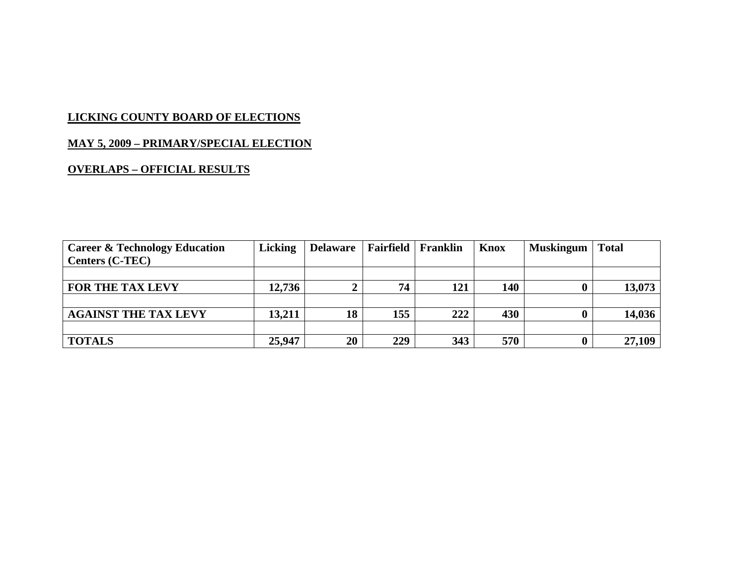**LICKING COUNTY BOARD OF ELECTIONS**

**MAY 5, 2009 – PRIMARY/SPECIAL ELECTION**

**OVERLAPS – OFFICIAL RESULTS**

| Career & Technology Education Centers (C-TEC) | Licking | Delaware | Fairfield | Franklin | Knox | Muskingum | Total |
|---|---|---|---|---|---|---|---|
| | | | | | | | |
| FOR THE TAX LEVY | 12,736 | 2 | 74 | 121 | 140 | 0 | 13,073 |
| | | | | | | | |
| AGAINST THE TAX LEVY | 13,211 | 18 | 155 | 222 | 430 | 0 | 14,036 |
| | | | | | | | |
| TOTALS | 25,947 | 20 | 229 | 343 | 570 | 0 | 27,109 |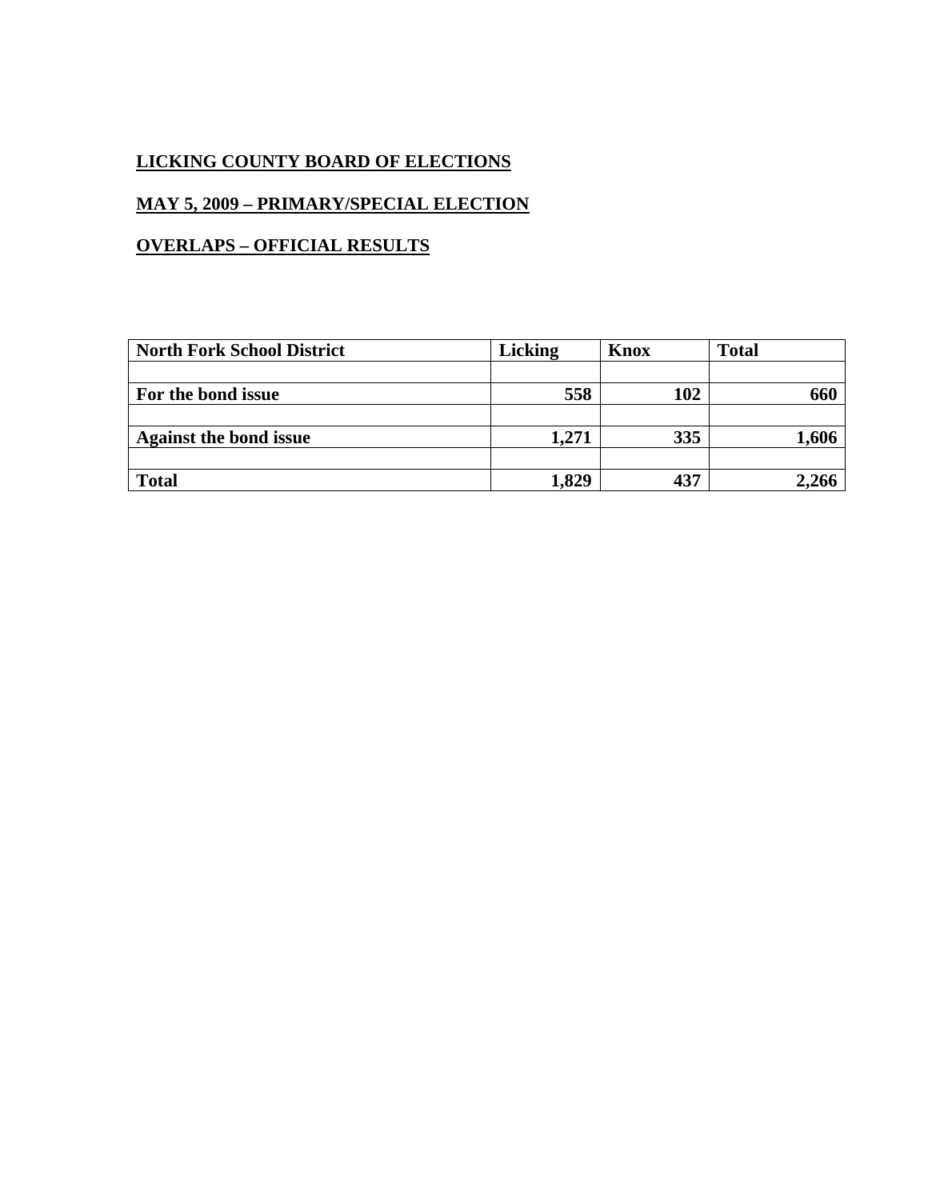**LICKING COUNTY BOARD OF ELECTIONS**

**MAY 5, 2009 – PRIMARY/SPECIAL ELECTION**

**OVERLAPS – OFFICIAL RESULTS**

| North Fork School District | Licking | Knox | Total |
|---|---|---|---|
| | | | |
| For the bond issue | 558 | 102 | 660 |
| | | | |
| Against the bond issue | 1,271 | 335 | 1,606 |
| | | | |
| Total | 1,829 | 437 | 2,266 |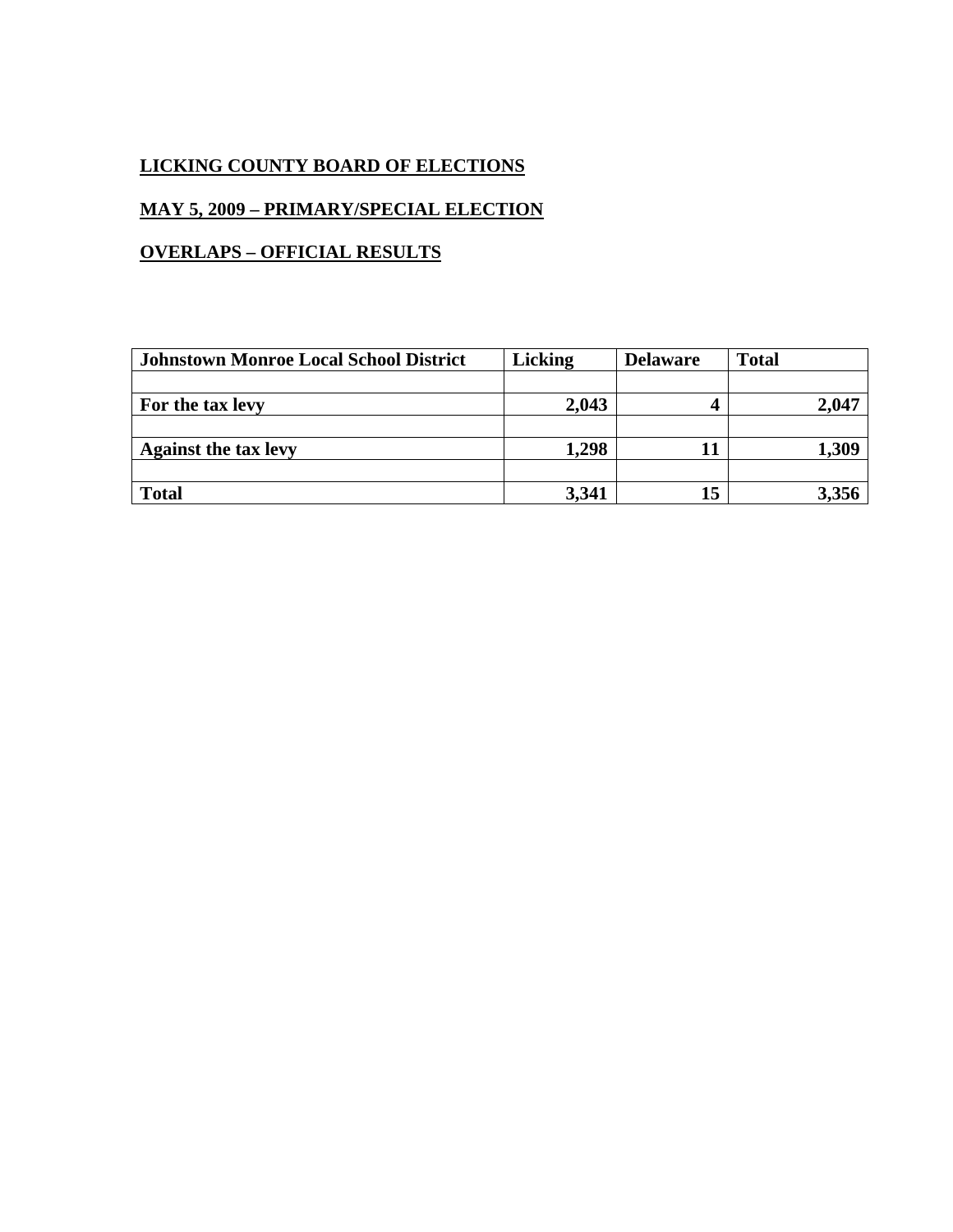**LICKING COUNTY BOARD OF ELECTIONS**

**MAY 5, 2009 – PRIMARY/SPECIAL ELECTION**

**OVERLAPS – OFFICIAL RESULTS**

| Johnstown Monroe Local School District | Licking | Delaware | Total |
|---|---|---|---|
| | | | |
| For the tax levy | 2,043 | 4 | 2,047 |
| | | | |
| Against the tax levy | 1,298 | 11 | 1,309 |
| | | | |
| Total | 3,341 | 15 | 3,356 |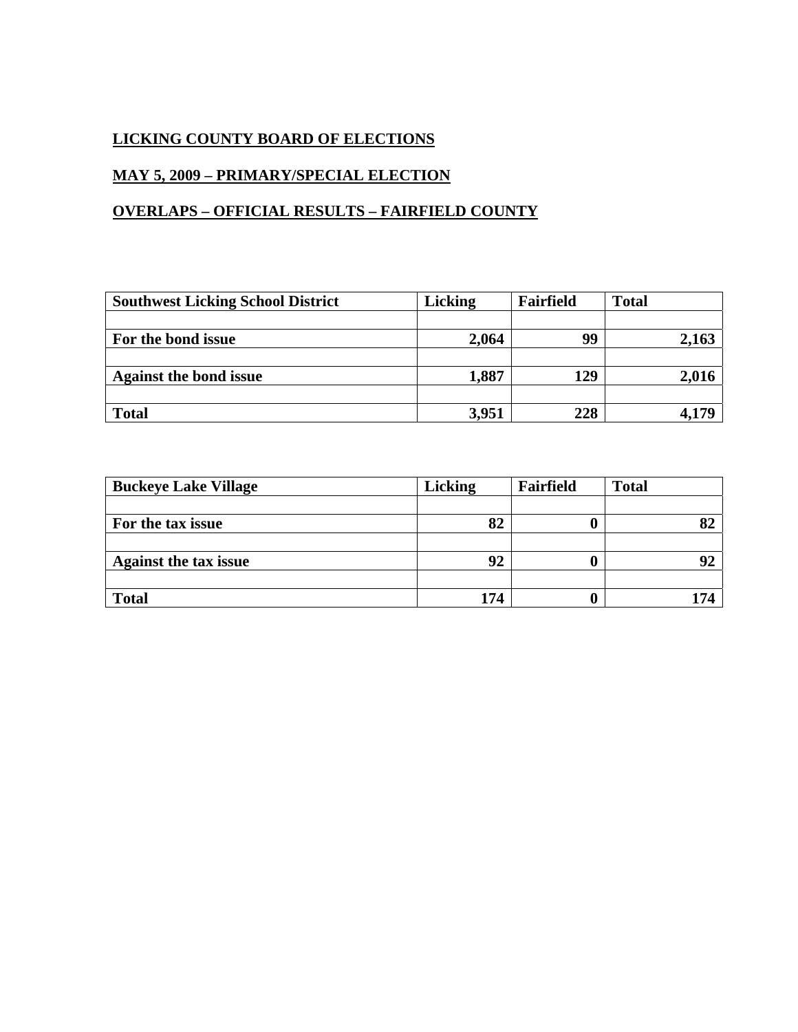**LICKING COUNTY BOARD OF ELECTIONS**

**MAY 5, 2009 – PRIMARY/SPECIAL ELECTION**

**OVERLAPS – OFFICIAL RESULTS – FAIRFIELD COUNTY**

| **Southwest Licking School District** | **Licking** | **Fairfield** | **Total** |
|---|---:|---:|---:|
| | | | |
| **For the bond issue** | **2,064** | **99** | **2,163** |
| | | | |
| **Against the bond issue** | **1,887** | **129** | **2,016** |
| | | | |
| **Total** | **3,951** | **228** | **4,179** |

| **Buckeye Lake Village** | **Licking** | **Fairfield** | **Total** |
|---|---:|---:|---:|
| | | | |
| **For the tax issue** | **82** | **0** | **82** |
| | | | |
| **Against the tax issue** | **92** | **0** | **92** |
| | | | |
| **Total** | **174** | **0** | **174** |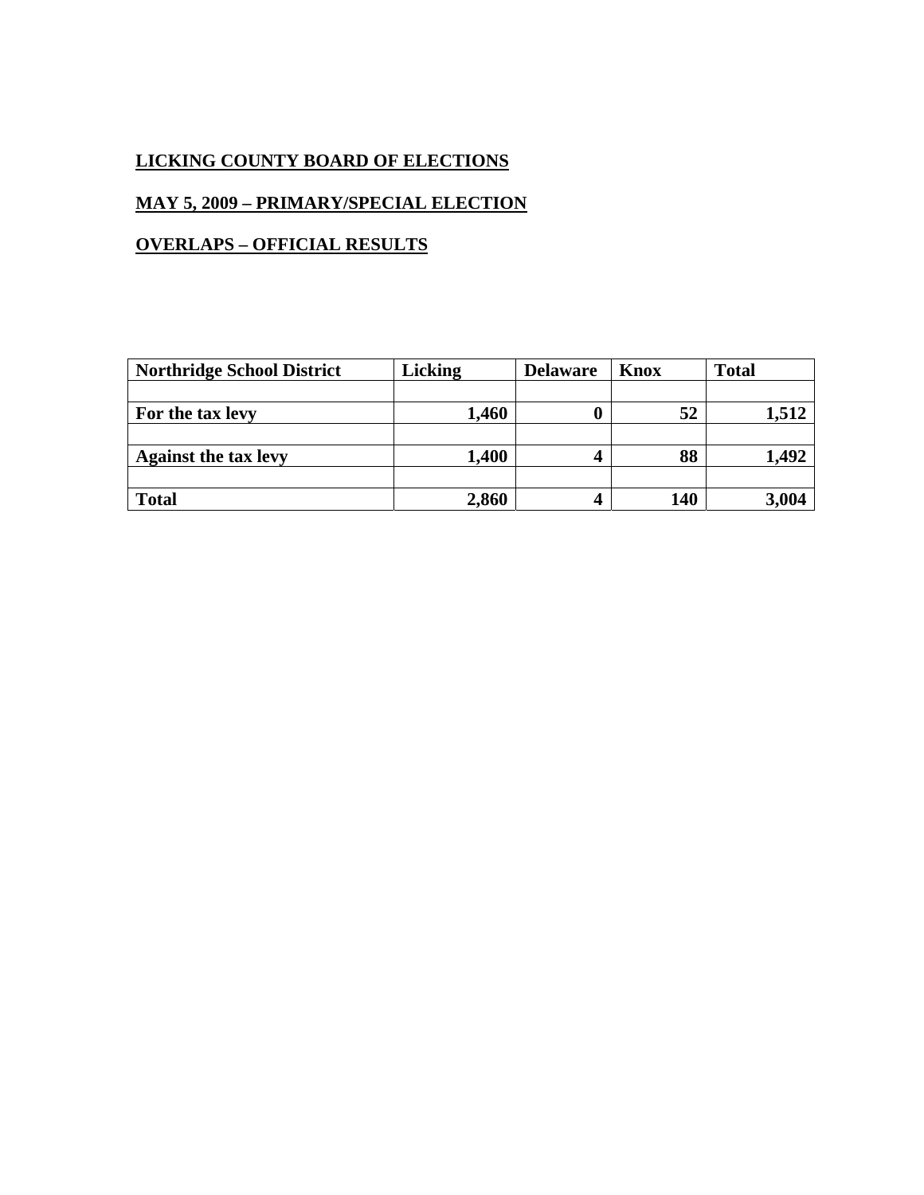**LICKING COUNTY BOARD OF ELECTIONS**

**MAY 5, 2009 – PRIMARY/SPECIAL ELECTION**

**OVERLAPS – OFFICIAL RESULTS**

| Northridge School District | Licking | Delaware | Knox | Total |
|---|---|---|---|---|
| | | | | |
| For the tax levy | 1,460 | 0 | 52 | 1,512 |
| | | | | |
| Against the tax levy | 1,400 | 4 | 88 | 1,492 |
| | | | | |
| Total | 2,860 | 4 | 140 | 3,004 |